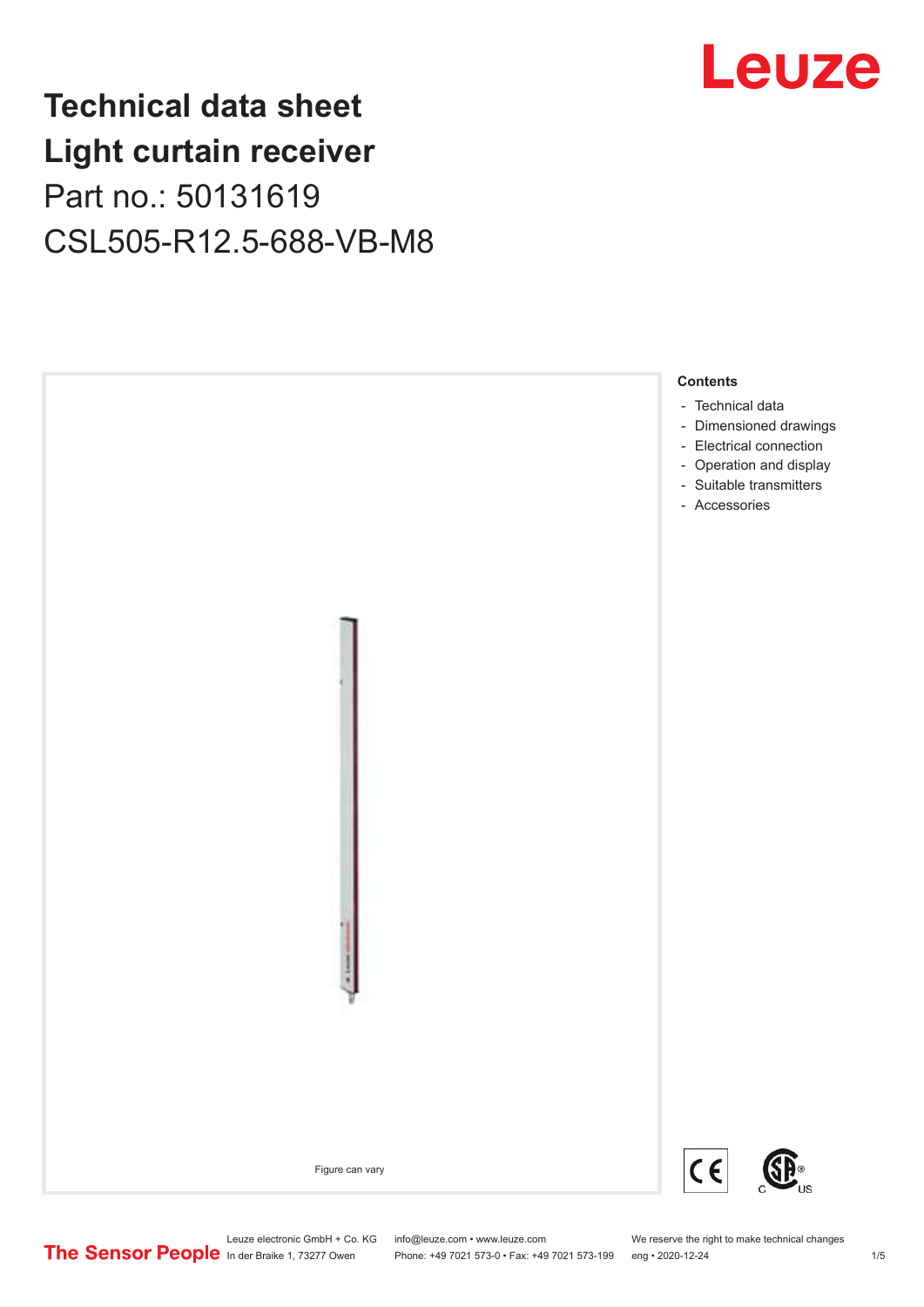# Technical data sheet
# Light curtain receiver
## Part no.: 50131619
## CSL505-R12.5-688-VB-M8

Figure can vary

**Contents**

- Technical data
- Dimensioned drawings
- Electrical connection
- Operation and display
- Suitable transmitters
- Accessories

Leuze electronic GmbH + Co. KG
In der Braike 1, 73277 Owen

info@leuze.com • www.leuze.com
Phone: +49 7021 573-0 • Fax: +49 7021 573-199

We reserve the right to make technical changes
eng • 2020-12-24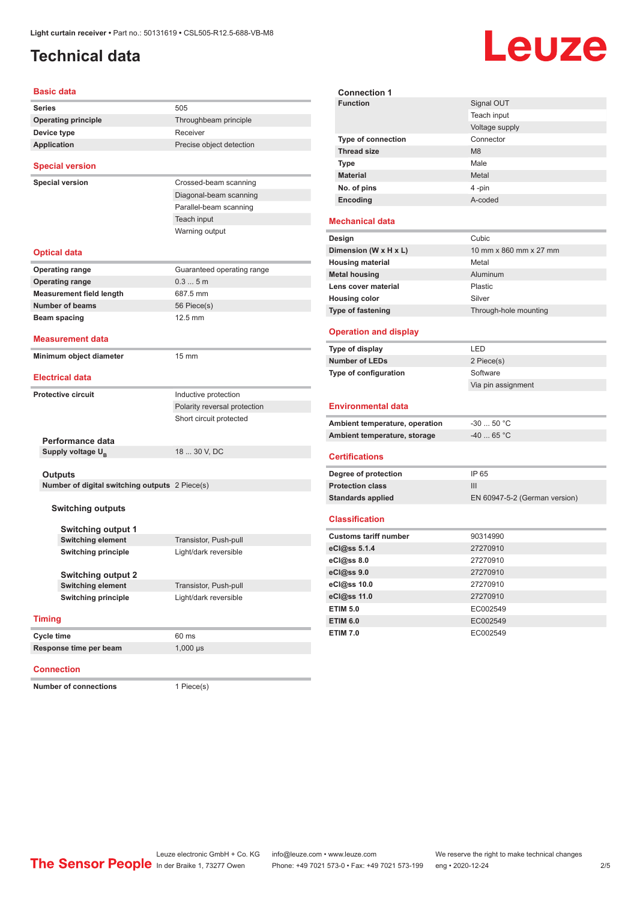# Technical data

## Basic data

| | |
|---|---|
| **Series** | 505 |
| **Operating principle** | Throughbeam principle |
| **Device type** | Receiver |
| **Application** | Precise object detection |

## Special version

| | |
|---|---|
| **Special version** | Crossed-beam scanning |
| | Diagonal-beam scanning |
| | Parallel-beam scanning |
| | Teach input |
| | Warning output |

## Optical data

| | |
|---|---|
| **Operating range** | Guaranteed operating range |
| **Operating range** | 0.3 ... 5 m |
| **Measurement field length** | 687.5 mm |
| **Number of beams** | 56 Piece(s) |
| **Beam spacing** | 12.5 mm |

## Measurement data

| | |
|---|---|
| **Minimum object diameter** | 15 mm |

## Electrical data

| | |
|---|---|
| **Protective circuit** | Inductive protection |
| | Polarity reversal protection |
| | Short circuit protected |

### Performance data

| | |
|---|---|
| **Supply voltage $U_B$** | 18 ... 30 V, DC |

### Outputs

| | |
|---|---|
| **Number of digital switching outputs** | 2 Piece(s) |

#### Switching outputs

##### Switching output 1

| | |
|---|---|
| **Switching element** | Transistor, Push-pull |
| **Switching principle** | Light/dark reversible |

##### Switching output 2

| | |
|---|---|
| **Switching element** | Transistor, Push-pull |
| **Switching principle** | Light/dark reversible |

## Timing

| | |
|---|---|
| **Cycle time** | 60 ms |
| **Response time per beam** | 1,000 µs |

## Connection

| | |
|---|---|
| **Number of connections** | 1 Piece(s) |

### Connection 1

| | |
|---|---|
| **Function** | Signal OUT |
| | Teach input |
| | Voltage supply |
| **Type of connection** | Connector |
| **Thread size** | M8 |
| **Type** | Male |
| **Material** | Metal |
| **No. of pins** | 4 -pin |
| **Encoding** | A-coded |

## Mechanical data

| | |
|---|---|
| **Design** | Cubic |
| **Dimension (W x H x L)** | 10 mm x 860 mm x 27 mm |
| **Housing material** | Metal |
| **Metal housing** | Aluminum |
| **Lens cover material** | Plastic |
| **Housing color** | Silver |
| **Type of fastening** | Through-hole mounting |

## Operation and display

| | |
|---|---|
| **Type of display** | LED |
| **Number of LEDs** | 2 Piece(s) |
| **Type of configuration** | Software |
| | Via pin assignment |

## Environmental data

| | |
|---|---|
| **Ambient temperature, operation** | -30 ... 50 °C |
| **Ambient temperature, storage** | -40 ... 65 °C |

## Certifications

| | |
|---|---|
| **Degree of protection** | IP 65 |
| **Protection class** | III |
| **Standards applied** | EN 60947-5-2 (German version) |

## Classification

| | |
|---|---|
| **Customs tariff number** | 90314990 |
| **eCl@ss 5.1.4** | 27270910 |
| **eCl@ss 8.0** | 27270910 |
| **eCl@ss 9.0** | 27270910 |
| **eCl@ss 10.0** | 27270910 |
| **eCl@ss 11.0** | 27270910 |
| **ETIM 5.0** | EC002549 |
| **ETIM 6.0** | EC002549 |
| **ETIM 7.0** | EC002549 |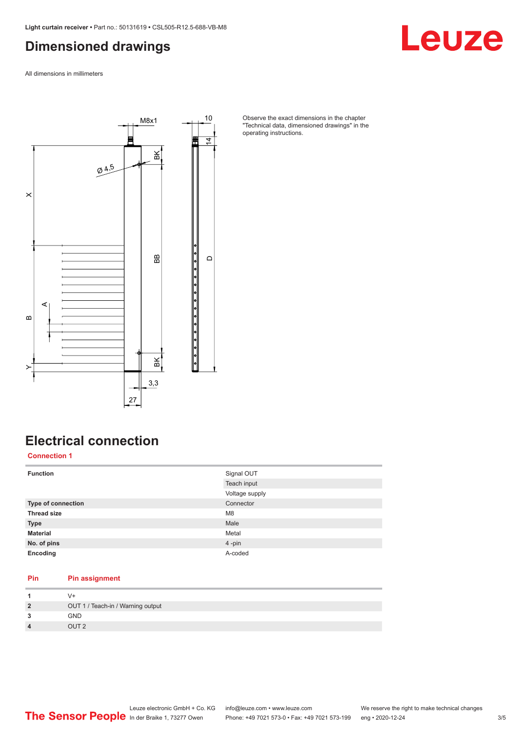## Dimensioned drawings

All dimensions in millimeters

Observe the exact dimensions in the chapter "Technical data, dimensioned drawings" in the operating instructions.

## Electrical connection

### Connection 1

| | |
|---|---|
| **Function** | Signal OUT |
| | Teach input |
| | Voltage supply |
| **Type of connection** | Connector |
| **Thread size** | M8 |
| **Type** | Male |
| **Material** | Metal |
| **No. of pins** | 4 -pin |
| **Encoding** | A-coded |

| Pin | Pin assignment |
|---|---|
| **1** | V+ |
| **2** | OUT 1 / Teach-in / Warning output |
| **3** | GND |
| **4** | OUT 2 |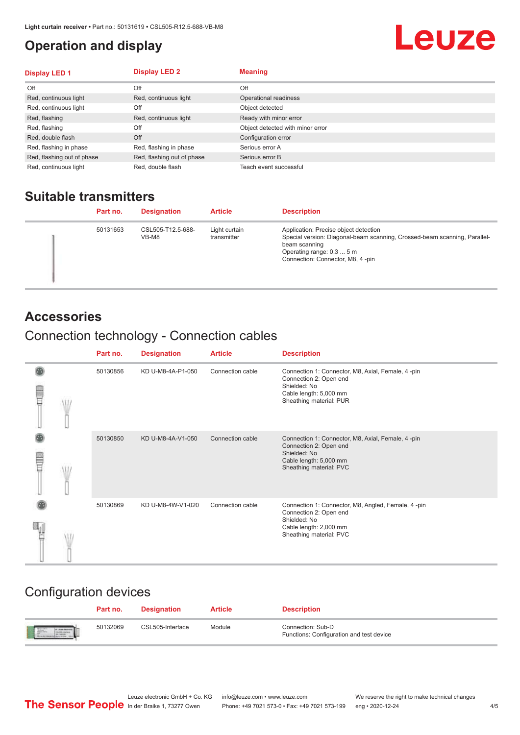## Operation and display

| Display LED 1 | Display LED 2 | Meaning |
|---|---|---|
| Off | Off | Off |
| Red, continuous light | Red, continuous light | Operational readiness |
| Red, continuous light | Off | Object detected |
| Red, flashing | Red, continuous light | Ready with minor error |
| Red, flashing | Off | Object detected with minor error |
| Red, double flash | Off | Configuration error |
| Red, flashing in phase | Red, flashing in phase | Serious error A |
| Red, flashing out of phase | Red, flashing out of phase | Serious error B |
| Red, continuous light | Red, double flash | Teach event successful |

## Suitable transmitters

| Part no. | Designation | Article | Description |
|---|---|---|---|
| 50131653 | CSL505-T12.5-688-VB-M8 | Light curtain transmitter | Application: Precise object detection<br>Special version: Diagonal-beam scanning, Crossed-beam scanning, Parallel-beam scanning<br>Operating range: 0.3 ... 5 m<br>Connection: Connector, M8, 4 -pin |

## Accessories

### Connection technology - Connection cables

| Part no. | Designation | Article | Description |
|---|---|---|---|
| 50130856 | KD U-M8-4A-P1-050 | Connection cable | Connection 1: Connector, M8, Axial, Female, 4 -pin<br>Connection 2: Open end<br>Shielded: No<br>Cable length: 5,000 mm<br>Sheathing material: PUR |
| 50130850 | KD U-M8-4A-V1-050 | Connection cable | Connection 1: Connector, M8, Axial, Female, 4 -pin<br>Connection 2: Open end<br>Shielded: No<br>Cable length: 5,000 mm<br>Sheathing material: PVC |
| 50130869 | KD U-M8-4W-V1-020 | Connection cable | Connection 1: Connector, M8, Angled, Female, 4 -pin<br>Connection 2: Open end<br>Shielded: No<br>Cable length: 2,000 mm<br>Sheathing material: PVC |

### Configuration devices

| Part no. | Designation | Article | Description |
|---|---|---|---|
| 50132069 | CSL505-Interface | Module | Connection: Sub-D<br>Functions: Configuration and test device |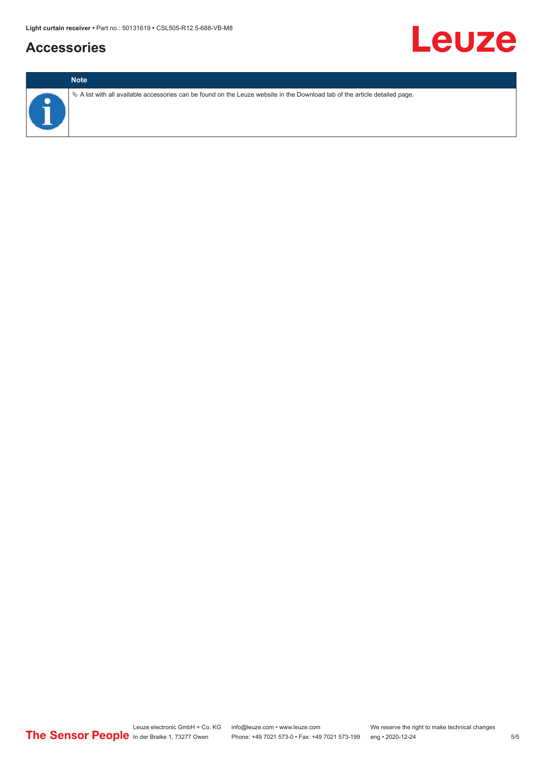## Accessories

| | Note |
|---|---|
| | ✎ A list with all available accessories can be found on the Leuze website in the Download tab of the article detailed page. |